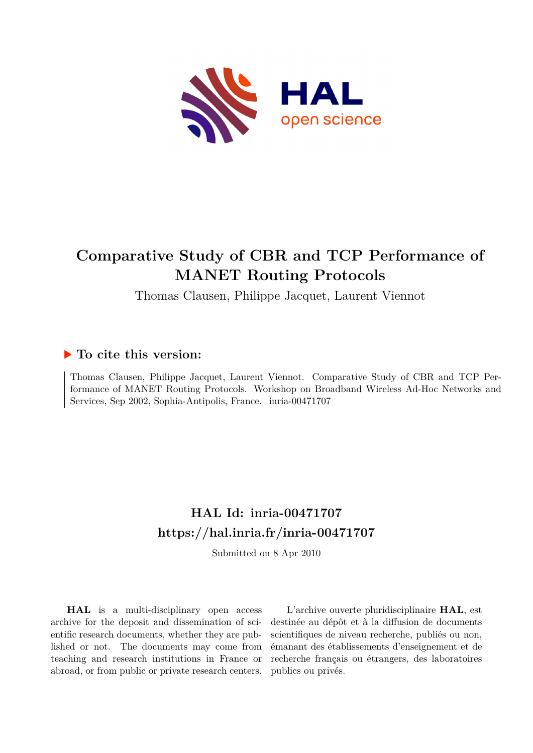# Comparative Study of CBR and TCP Performance of MANET Routing Protocols

Thomas Clausen, Philippe Jacquet, Laurent Viennot

## ▶ To cite this version:

Thomas Clausen, Philippe Jacquet, Laurent Viennot. Comparative Study of CBR and TCP Performance of MANET Routing Protocols. Workshop on Broadband Wireless Ad-Hoc Networks and Services, Sep 2002, Sophia-Antipolis, France. inria-00471707

## HAL Id: inria-00471707

## https://hal.inria.fr/inria-00471707

Submitted on 8 Apr 2010

**HAL** is a multi-disciplinary open access archive for the deposit and dissemination of scientific research documents, whether they are published or not. The documents may come from teaching and research institutions in France or abroad, or from public or private research centers.

L'archive ouverte pluridisciplinaire **HAL**, est destinée au dépôt et à la diffusion de documents scientifiques de niveau recherche, publiés ou non, émanant des établissements d'enseignement et de recherche français ou étrangers, des laboratoires publics ou privés.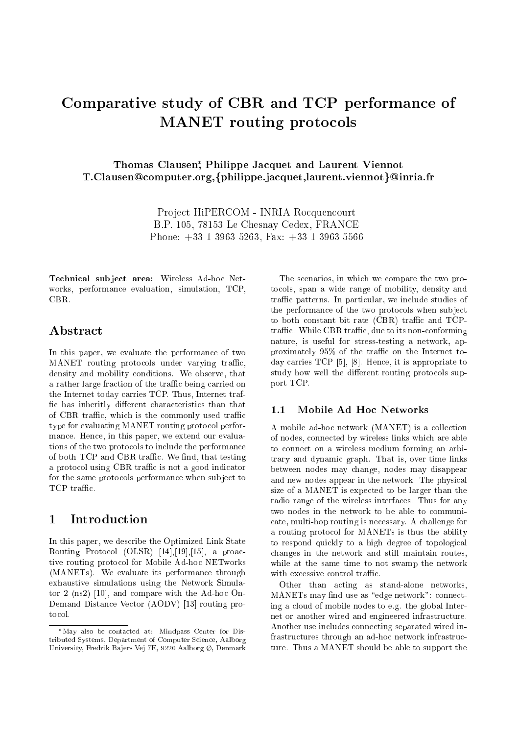# Comparative study of CBR and TCP performance of MANET routing protocols

**Thomas Clausen***, **Philippe Jacquet and Laurent Viennot**
**T.Clausen@computer.org,{philippe.jacquet,laurent.viennot}@inria.fr**

Project HiPERCOM - INRIA Rocquencourt
B.P. 105, 78153 Le Chesnay Cedex, FRANCE
Phone: +33 1 3963 5263, Fax: +33 1 3963 5566

**Technical subject area:** Wireless Ad-hoc Networks, performance evaluation, simulation, TCP, CBR.

## Abstract

In this paper, we evaluate the performance of two MANET routing protocols under varying traffic, density and mobility conditions. We observe, that a rather large fraction of the traffic being carried on the Internet today carries TCP. Thus, Internet traffic has inheritly different characteristics than that of CBR traffic, which is the commonly used traffic type for evaluating MANET routing protocol performance. Hence, in this paper, we extend our evaluations of the two protocols to include the performance of both TCP and CBR traffic. We find, that testing a protocol using CBR traffic is not a good indicator for the same protocols performance when subject to TCP traffic.

## 1 Introduction

In this paper, we describe the Optimized Link State Routing Protocol (OLSR) [14],[19],[15], a proactive routing protocol for Mobile Ad-hoc NETworks (MANETs). We evaluate its performance through exhaustive simulations using the Network Simulator 2 (ns2) [10], and compare with the Ad-hoc On-Demand Distance Vector (AODV) [13] routing protocol.

The scenarios, in which we compare the two protocols, span a wide range of mobility, density and traffic patterns. In particular, we include studies of the performance of the two protocols when subject to both constant bit rate (CBR) traffic and TCP-traffic. While CBR traffic, due to its non-conforming nature, is useful for stress-testing a network, approximately 95% of the traffic on the Internet today carries TCP [5], [8]. Hence, it is appropriate to study how well the different routing protocols support TCP.

### 1.1 Mobile Ad Hoc Networks

A mobile ad-hoc network (MANET) is a collection of nodes, connected by wireless links which are able to connect on a wireless medium forming an arbitrary and dynamic graph. That is, over time links between nodes may change, nodes may disappear and new nodes appear in the network. The physical size of a MANET is expected to be larger than the radio range of the wireless interfaces. Thus for any two nodes in the network to be able to communicate, multi-hop routing is necessary. A challenge for a routing protocol for MANETs is thus the ability to respond quickly to a high degree of topological changes in the network and still maintain routes, while at the same time to not swamp the network with excessive control traffic.

Other than acting as stand-alone networks, MANETs may find use as "edge network": connecting a cloud of mobile nodes to e.g. the global Internet or another wired and engineered infrastructure. Another use includes connecting separated wired infrastructures through an ad-hoc network infrastructure. Thus a MANET should be able to support the

*May also be contacted at: Mindpass Center for Distributed Systems, Department of Computer Science, Aalborg University, Fredrik Bajers Vej 7E, 9220 Aalborg Ø, Denmark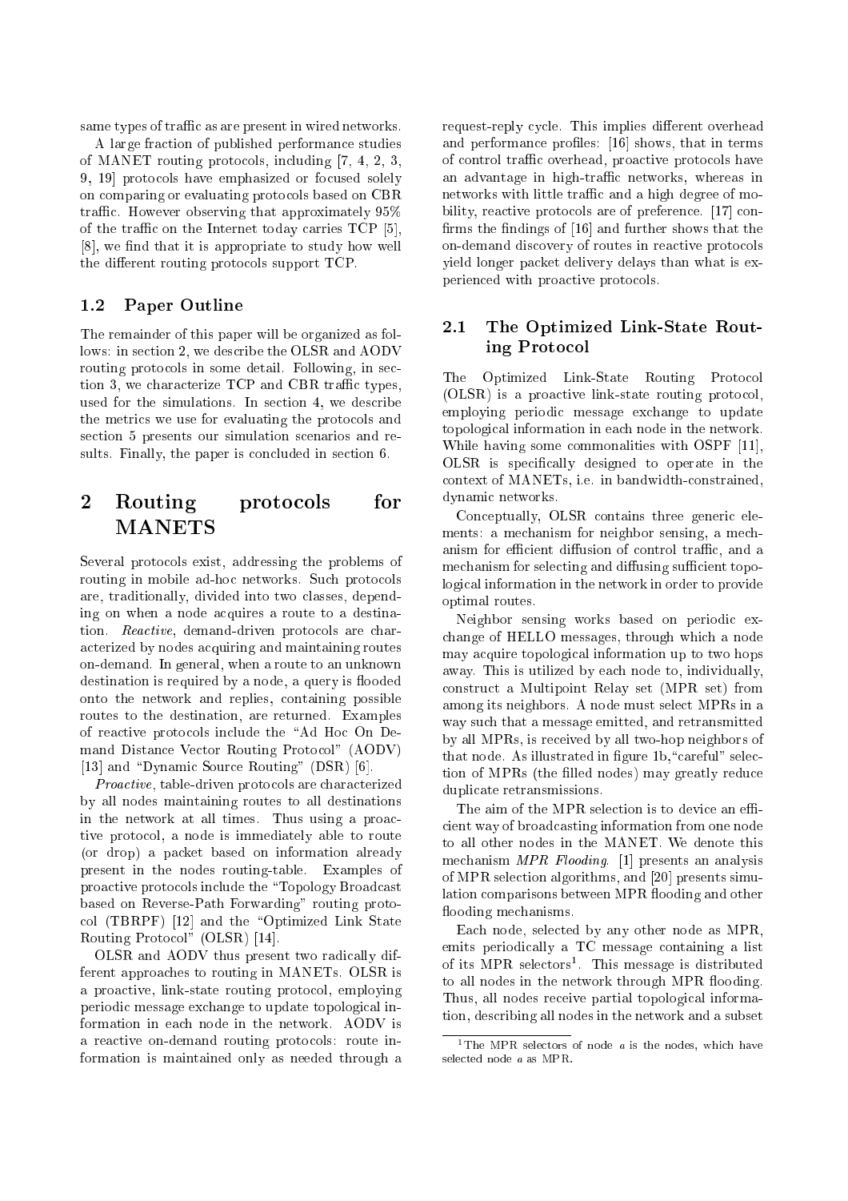same types of traffic as are present in wired networks.

A large fraction of published performance studies of MANET routing protocols, including [7, 4, 2, 3, 9, 19] protocols have emphasized or focused solely on comparing or evaluating protocols based on CBR traffic. However observing that approximately 95% of the traffic on the Internet today carries TCP [5], [8], we find that it is appropriate to study how well the different routing protocols support TCP.

### 1.2 Paper Outline

The remainder of this paper will be organized as follows: in section 2, we describe the OLSR and AODV routing protocols in some detail. Following, in section 3, we characterize TCP and CBR traffic types, used for the simulations. In section 4, we describe the metrics we use for evaluating the protocols and section 5 presents our simulation scenarios and results. Finally, the paper is concluded in section 6.

## 2 Routing protocols for MANETS

Several protocols exist, addressing the problems of routing in mobile ad-hoc networks. Such protocols are, traditionally, divided into two classes, depending on when a node acquires a route to a destination. *Reactive*, demand-driven protocols are characterized by nodes acquiring and maintaining routes on-demand. In general, when a route to an unknown destination is required by a node, a query is flooded onto the network and replies, containing possible routes to the destination, are returned. Examples of reactive protocols include the "Ad Hoc On Demand Distance Vector Routing Protocol" (AODV) [13] and "Dynamic Source Routing" (DSR) [6].

*Proactive*, table-driven protocols are characterized by all nodes maintaining routes to all destinations in the network at all times. Thus using a proactive protocol, a node is immediately able to route (or drop) a packet based on information already present in the nodes routing-table. Examples of proactive protocols include the "Topology Broadcast based on Reverse-Path Forwarding" routing protocol (TBRPF) [12] and the "Optimized Link State Routing Protocol" (OLSR) [14].

OLSR and AODV thus present two radically different approaches to routing in MANETs. OLSR is a proactive, link-state routing protocol, employing periodic message exchange to update topological information in each node in the network. AODV is a reactive on-demand routing protocols: route information is maintained only as needed through a request-reply cycle. This implies different overhead and performance profiles: [16] shows, that in terms of control traffic overhead, proactive protocols have an advantage in high-traffic networks, whereas in networks with little traffic and a high degree of mobility, reactive protocols are of preference. [17] confirms the findings of [16] and further shows that the on-demand discovery of routes in reactive protocols yield longer packet delivery delays than what is experienced with proactive protocols.

### 2.1 The Optimized Link-State Routing Protocol

The Optimized Link-State Routing Protocol (OLSR) is a proactive link-state routing protocol, employing periodic message exchange to update topological information in each node in the network. While having some commonalities with OSPF [11], OLSR is specifically designed to operate in the context of MANETs, i.e. in bandwidth-constrained, dynamic networks.

Conceptually, OLSR contains three generic elements: a mechanism for neighbor sensing, a mechanism for efficient diffusion of control traffic, and a mechanism for selecting and diffusing sufficient topological information in the network in order to provide optimal routes.

Neighbor sensing works based on periodic exchange of HELLO messages, through which a node may acquire topological information up to two hops away. This is utilized by each node to, individually, construct a Multipoint Relay set (MPR set) from among its neighbors. A node must select MPRs in a way such that a message emitted, and retransmitted by all MPRs, is received by all two-hop neighbors of that node. As illustrated in figure 1b,"careful" selection of MPRs (the filled nodes) may greatly reduce duplicate retransmissions.

The aim of the MPR selection is to device an efficient way of broadcasting information from one node to all other nodes in the MANET. We denote this mechanism *MPR Flooding*. [1] presents an analysis of MPR selection algorithms, and [20] presents simulation comparisons between MPR flooding and other flooding mechanisms.

Each node, selected by any other node as MPR, emits periodically a TC message containing a list of its MPR selectors[1]. This message is distributed to all nodes in the network through MPR flooding. Thus, all nodes receive partial topological information, describing all nodes in the network and a subset

[1] The MPR selectors of node *a* is the nodes, which have selected node *a* as MPR.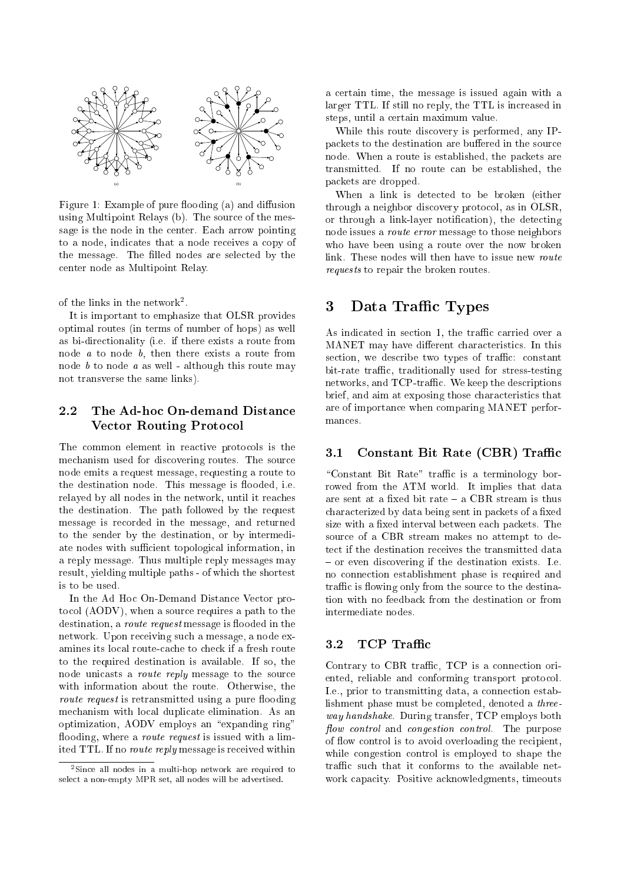Figure 1: Example of pure flooding (a) and diffusion using Multipoint Relays (b). The source of the message is the node in the center. Each arrow pointing to a node, indicates that a node receives a copy of the message. The filled nodes are selected by the center node as Multipoint Relay.

of the links in the network[2].

It is important to emphasize that OLSR provides optimal routes (in terms of number of hops) as well as bi-directionality (i.e. if there exists a route from node *a* to node *b*, then there exists a route from node *b* to node *a* as well - although this route may not transverse the same links).

### 2.2 The Ad-hoc On-demand Distance Vector Routing Protocol

The common element in reactive protocols is the mechanism used for discovering routes. The source node emits a request message, requesting a route to the destination node. This message is flooded, i.e. relayed by all nodes in the network, until it reaches the destination. The path followed by the request message is recorded in the message, and returned to the sender by the destination, or by intermediate nodes with sufficient topological information, in a reply message. Thus multiple reply messages may result, yielding multiple paths - of which the shortest is to be used.

In the Ad Hoc On-Demand Distance Vector protocol (AODV), when a source requires a path to the destination, a *route request* message is flooded in the network. Upon receiving such a message, a node examines its local route-cache to check if a fresh route to the required destination is available. If so, the node unicasts a *route reply* message to the source with information about the route. Otherwise, the *route request* is retransmitted using a pure flooding mechanism with local duplicate elimination. As an optimization, AODV employs an "expanding ring" flooding, where a *route request* is issued with a limited TTL. If no *route reply* message is received within a certain time, the message is issued again with a larger TTL. If still no reply, the TTL is increased in steps, until a certain maximum value.

While this route discovery is performed, any IP-packets to the destination are buffered in the source node. When a route is established, the packets are transmitted. If no route can be established, the packets are dropped.

When a link is detected to be broken (either through a neighbor discovery protocol, as in OLSR, or through a link-layer notification), the detecting node issues a *route error* message to those neighbors who have been using a route over the now broken link. These nodes will then have to issue new *route requests* to repair the broken routes.

[2] Since all nodes in a multi-hop network are required to select a non-empty MPR set, all nodes will be advertised.

## 3 Data Traffic Types

As indicated in section 1, the traffic carried over a MANET may have different characteristics. In this section, we describe two types of traffic: constant bit-rate traffic, traditionally used for stress-testing networks, and TCP-traffic. We keep the descriptions brief, and aim at exposing those characteristics that are of importance when comparing MANET performances.

### 3.1 Constant Bit Rate (CBR) Traffic

"Constant Bit Rate" traffic is a terminology borrowed from the ATM world. It implies that data are sent at a fixed bit rate – a CBR stream is thus characterized by data being sent in packets of a fixed size with a fixed interval between each packets. The source of a CBR stream makes no attempt to detect if the destination receives the transmitted data – or even discovering if the destination exists. I.e. no connection establishment phase is required and traffic is flowing only from the source to the destination with no feedback from the destination or from intermediate nodes.

### 3.2 TCP Traffic

Contrary to CBR traffic, TCP is a connection oriented, reliable and conforming transport protocol. I.e., prior to transmitting data, a connection establishment phase must be completed, denoted a *three-way handshake*. During transfer, TCP employs both *flow control* and *congestion control*. The purpose of flow control is to avoid overloading the recipient, while congestion control is employed to shape the traffic such that it conforms to the available network capacity. Positive acknowledgments, timeouts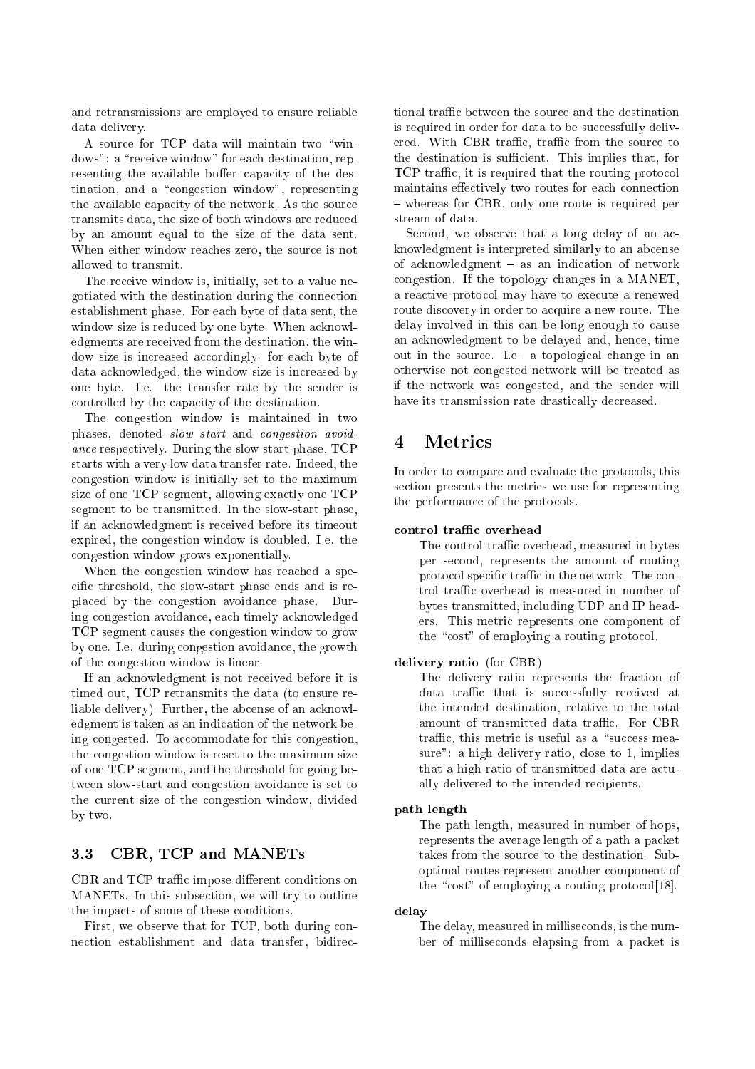and retransmissions are employed to ensure reliable data delivery.

A source for TCP data will maintain two "windows": a "receive window" for each destination, representing the available buffer capacity of the destination, and a "congestion window", representing the available capacity of the network. As the source transmits data, the size of both windows are reduced by an amount equal to the size of the data sent. When either window reaches zero, the source is not allowed to transmit.

The receive window is, initially, set to a value negotiated with the destination during the connection establishment phase. For each byte of data sent, the window size is reduced by one byte. When acknowledgments are received from the destination, the window size is increased accordingly: for each byte of data acknowledged, the window size is increased by one byte. I.e. the transfer rate by the sender is controlled by the capacity of the destination.

The congestion window is maintained in two phases, denoted *slow start* and *congestion avoidance* respectively. During the slow start phase, TCP starts with a very low data transfer rate. Indeed, the congestion window is initially set to the maximum size of one TCP segment, allowing exactly one TCP segment to be transmitted. In the slow-start phase, if an acknowledgment is received before its timeout expired, the congestion window is doubled. I.e. the congestion window grows exponentially.

When the congestion window has reached a specific threshold, the slow-start phase ends and is replaced by the congestion avoidance phase. During congestion avoidance, each timely acknowledged TCP segment causes the congestion window to grow by one. I.e. during congestion avoidance, the growth of the congestion window is linear.

If an acknowledgment is not received before it is timed out, TCP retransmits the data (to ensure reliable delivery). Further, the abcense of an acknowledgment is taken as an indication of the network being congested. To accommodate for this congestion, the congestion window is reset to the maximum size of one TCP segment, and the threshold for going between slow-start and congestion avoidance is set to the current size of the congestion window, divided by two.

### 3.3 CBR, TCP and MANETs

CBR and TCP traffic impose different conditions on MANETs. In this subsection, we will try to outline the impacts of some of these conditions.

First, we observe that for TCP, both during connection establishment and data transfer, bidirectional traffic between the source and the destination is required in order for data to be successfully delivered. With CBR traffic, traffic from the source to the destination is sufficient. This implies that, for TCP traffic, it is required that the routing protocol maintains effectively two routes for each connection – whereas for CBR, only one route is required per stream of data.

Second, we observe that a long delay of an acknowledgment is interpreted similarly to an abcense of acknowledgment – as an indication of network congestion. If the topology changes in a MANET, a reactive protocol may have to execute a renewed route discovery in order to acquire a new route. The delay involved in this can be long enough to cause an acknowledgment to be delayed and, hence, time out in the source. I.e. a topological change in an otherwise not congested network will be treated as if the network was congested, and the sender will have its transmission rate drastically decreased.

## 4 Metrics

In order to compare and evaluate the protocols, this section presents the metrics we use for representing the performance of the protocols.

**control traffic overhead**
: The control traffic overhead, measured in bytes per second, represents the amount of routing protocol specific traffic in the network. The control traffic overhead is measured in number of bytes transmitted, including UDP and IP headers. This metric represents one component of the "cost" of employing a routing protocol.

**delivery ratio** (for CBR)
: The delivery ratio represents the fraction of data traffic that is successfully received at the intended destination, relative to the total amount of transmitted data traffic. For CBR traffic, this metric is useful as a "success measure": a high delivery ratio, close to 1, implies that a high ratio of transmitted data are actually delivered to the intended recipients.

**path length**
: The path length, measured in number of hops, represents the average length of a path a packet takes from the source to the destination. Suboptimal routes represent another component of the "cost" of employing a routing protocol[18].

**delay**
: The delay, measured in milliseconds, is the number of milliseconds elapsing from a packet is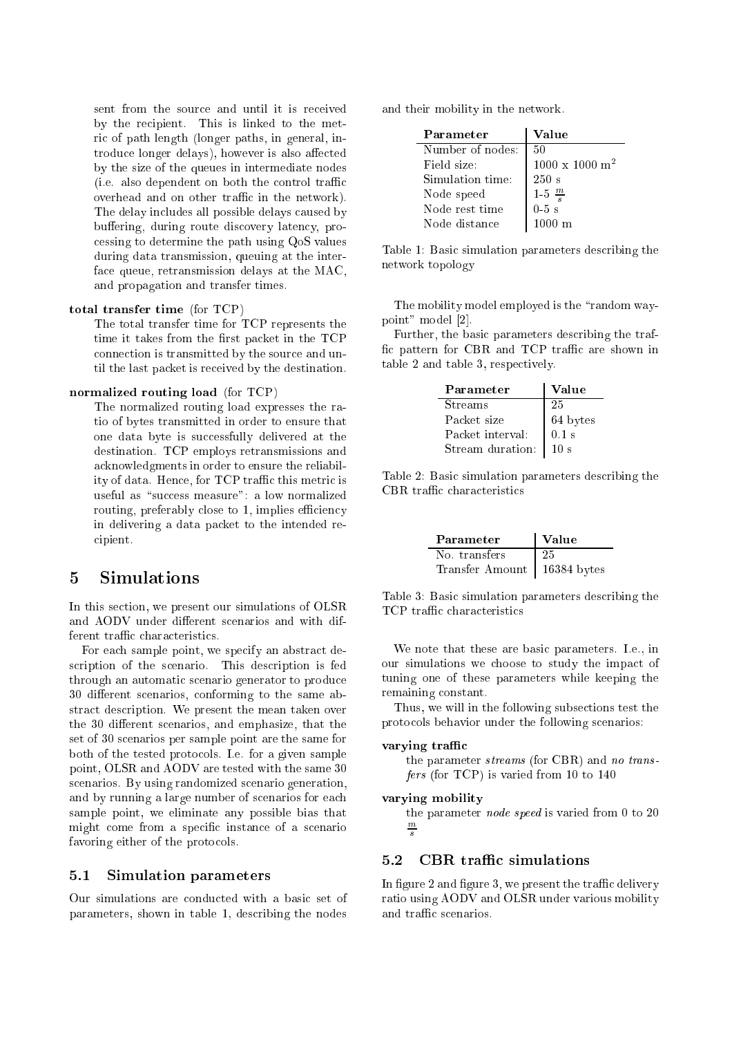sent from the source and until it is received by the recipient. This is linked to the metric of path length (longer paths, in general, introduce longer delays), however is also affected by the size of the queues in intermediate nodes (i.e. also dependent on both the control traffic overhead and on other traffic in the network). The delay includes all possible delays caused by buffering, during route discovery latency, processing to determine the path using QoS values during data transmission, queuing at the interface queue, retransmission delays at the MAC, and propagation and transfer times.

**total transfer time** (for TCP)
: The total transfer time for TCP represents the time it takes from the first packet in the TCP connection is transmitted by the source and until the last packet is received by the destination.

**normalized routing load** (for TCP)
: The normalized routing load expresses the ratio of bytes transmitted in order to ensure that one data byte is successfully delivered at the destination. TCP employs retransmissions and acknowledgments in order to ensure the reliability of data. Hence, for TCP traffic this metric is useful as "success measure": a low normalized routing, preferably close to 1, implies efficiency in delivering a data packet to the intended recipient.

# 5 Simulations

In this section, we present our simulations of OLSR and AODV under different scenarios and with different traffic characteristics.

For each sample point, we specify an abstract description of the scenario. This description is fed through an automatic scenario generator to produce 30 different scenarios, conforming to the same abstract description. We present the mean taken over the 30 different scenarios, and emphasize, that the set of 30 scenarios per sample point are the same for both of the tested protocols. I.e. for a given sample point, OLSR and AODV are tested with the same 30 scenarios. By using randomized scenario generation, and by running a large number of scenarios for each sample point, we eliminate any possible bias that might come from a specific instance of a scenario favoring either of the protocols.

## 5.1 Simulation parameters

Our simulations are conducted with a basic set of parameters, shown in table 1, describing the nodes and their mobility in the network.

| Parameter | Value |
|---|---|
| Number of nodes: | 50 |
| Field size: | 1000 x 1000 $m^2$ |
| Simulation time: | 250 s |
| Node speed | 1-5 $\frac{m}{s}$ |
| Node rest time | 0-5 s |
| Node distance | 1000 m |

Table 1: Basic simulation parameters describing the network topology

The mobility model employed is the "random waypoint" model [2].

Further, the basic parameters describing the traffic pattern for CBR and TCP traffic are shown in table 2 and table 3, respectively.

| Parameter | Value |
|---|---|
| Streams | 25 |
| Packet size | 64 bytes |
| Packet interval: | 0.1 s |
| Stream duration: | 10 s |

Table 2: Basic simulation parameters describing the CBR traffic characteristics

| Parameter | Value |
|---|---|
| No. transfers | 25 |
| Transfer Amount | 16384 bytes |

Table 3: Basic simulation parameters describing the TCP traffic characteristics

We note that these are basic parameters. I.e., in our simulations we choose to study the impact of tuning one of these parameters while keeping the remaining constant.

Thus, we will in the following subsections test the protocols behavior under the following scenarios:

**varying traffic**
: the parameter *streams* (for CBR) and *no transfers* (for TCP) is varied from 10 to 140

**varying mobility**
: the parameter *node speed* is varied from 0 to 20 $\frac{m}{s}$

## 5.2 CBR traffic simulations

In figure 2 and figure 3, we present the traffic delivery ratio using AODV and OLSR under various mobility and traffic scenarios.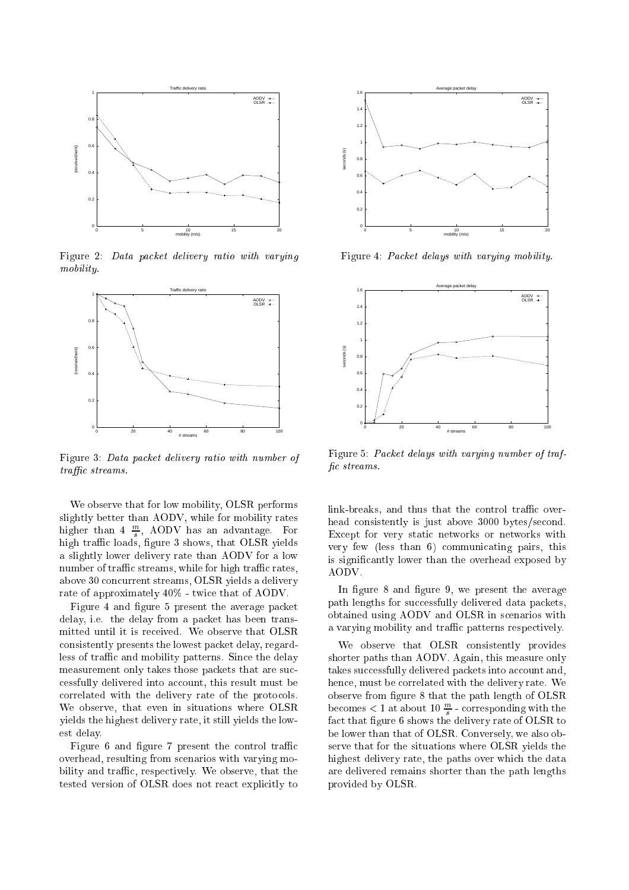Figure 2: *Data packet delivery ratio with varying mobility.*

Figure 3: *Data packet delivery ratio with number of traffic streams.*

Figure 4: *Packet delays with varying mobility.*

Figure 5: *Packet delays with varying number of traffic streams.*

We observe that for low mobility, OLSR performs slightly better than AODV, while for mobility rates higher than 4 $\frac{m}{s}$, AODV has an advantage. For high traffic loads, figure 3 shows, that OLSR yields a slightly lower delivery rate than AODV for a low number of traffic streams, while for high traffic rates, above 30 concurrent streams, OLSR yields a delivery rate of approximately 40% - twice that of AODV.

Figure 4 and figure 5 present the average packet delay, i.e. the delay from a packet has been transmitted until it is received. We observe that OLSR consistently presents the lowest packet delay, regardless of traffic and mobility patterns. Since the delay measurement only takes those packets that are successfully delivered into account, this result must be correlated with the delivery rate of the protocols. We observe, that even in situations where OLSR yields the highest delivery rate, it still yields the lowest delay.

Figure 6 and figure 7 present the control traffic overhead, resulting from scenarios with varying mobility and traffic, respectively. We observe, that the tested version of OLSR does not react explicitly to link-breaks, and thus that the control traffic overhead consistently is just above 3000 bytes/second. Except for very static networks or networks with very few (less than 6) communicating pairs, this is significantly lower than the overhead exposed by AODV.

In figure 8 and figure 9, we present the average path lengths for successfully delivered data packets, obtained using AODV and OLSR in scenarios with a varying mobility and traffic patterns respectively.

We observe that OLSR consistently provides shorter paths than AODV. Again, this measure only takes successfully delivered packets into account and, hence, must be correlated with the delivery rate. We observe from figure 8 that the path length of OLSR becomes $< 1$ at about 10 $\frac{m}{s}$ - corresponding with the fact that figure 6 shows the delivery rate of OLSR to be lower than that of OLSR. Conversely, we also observe that for the situations where OLSR yields the highest delivery rate, the paths over which the data are delivered remains shorter than the path lengths provided by OLSR.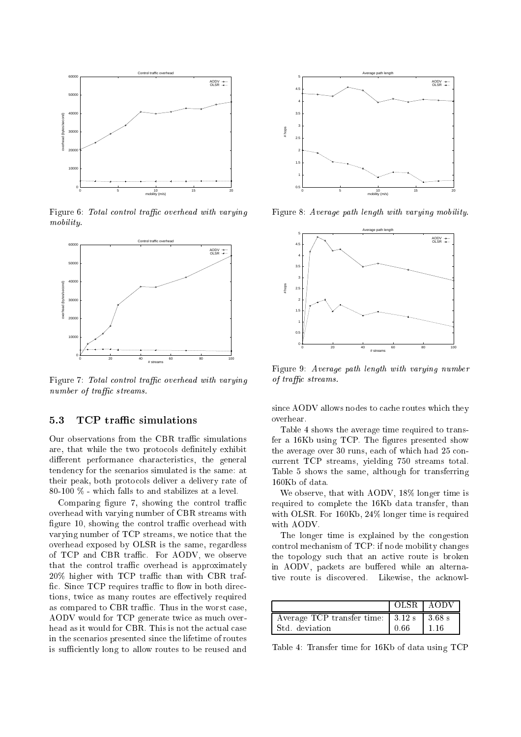Figure 6: *Total control traffic overhead with varying mobility.*

Figure 7: *Total control traffic overhead with varying number of traffic streams.*

Figure 8: *Average path length with varying mobility.*

Figure 9: *Average path length with varying number of traffic streams.*

### 5.3 TCP traffic simulations

Our observations from the CBR traffic simulations are, that while the two protocols definitely exhibit different performance characteristics, the general tendency for the scenarios simulated is the same: at their peak, both protocols deliver a delivery rate of 80-100 % - which falls to and stabilizes at a level.

Comparing figure 7, showing the control traffic overhead with varying number of CBR streams with figure 10, showing the control traffic overhead with varying number of TCP streams, we notice that the overhead exposed by OLSR is the same, regardless of TCP and CBR traffic. For AODV, we observe that the control traffic overhead is approximately 20% higher with TCP traffic than with CBR traffic. Since TCP requires traffic to flow in both directions, twice as many routes are effectively required as compared to CBR traffic. Thus in the worst case, AODV would for TCP generate twice as much overhead as it would for CBR. This is not the actual case in the scenarios presented since the lifetime of routes is sufficiently long to allow routes to be reused and since AODV allows nodes to cache routes which they overhear.

Table 4 shows the average time required to transfer a 16Kb using TCP. The figures presented show the average over 30 runs, each of which had 25 concurrent TCP streams, yielding 750 streams total. Table 5 shows the same, although for transferring 160Kb of data.

We observe, that with AODV, 18% longer time is required to complete the 16Kb data transfer, than with OLSR. For 160Kb, 24% longer time is required with AODV.

The longer time is explained by the congestion control mechanism of TCP: if node mobility changes the topology such that an active route is broken in AODV, packets are buffered while an alternative route is discovered. Likewise, the acknowl-

| | OLSR | AODV |
|---|---|---|
| Average TCP transfer time: | 3.12 s | 3.68 s |
| Std. deviation | 0.66 | 1.16 |

Table 4: Transfer time for 16Kb of data using TCP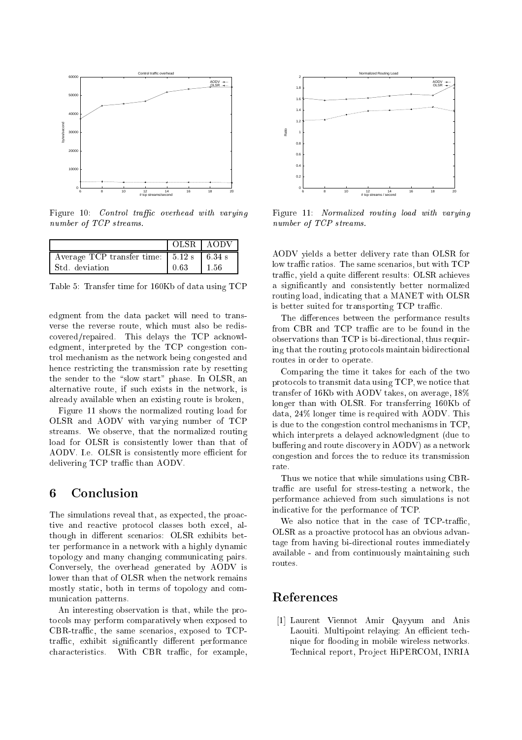Figure 10: *Control traffic overhead with varying number of TCP streams.*

Figure 11: *Normalized routing load with varying number of TCP streams.*

| | OLSR | AODV |
|---|---|---|
| Average TCP transfer time: | 5.12 s | 6.34 s |
| Std. deviation | 0.63 | 1.56 |

Table 5: Transfer time for 160Kb of data using TCP

edgment from the data packet will need to transverse the reverse route, which must also be rediscovered/repaired. This delays the TCP acknowledgment, interpreted by the TCP congestion control mechanism as the network being congested and hence restricting the transmission rate by resetting the sender to the "slow start" phase. In OLSR, an alternative route, if such exists in the network, is already available when an existing route is broken,

Figure 11 shows the normalized routing load for OLSR and AODV with varying number of TCP streams. We observe, that the normalized routing load for OLSR is consistently lower than that of AODV. I.e. OLSR is consistently more efficient for delivering TCP traffic than AODV.

# 6 Conclusion

The simulations reveal that, as expected, the proactive and reactive protocol classes both excel, although in different scenarios: OLSR exhibits better performance in a network with a highly dynamic topology and many changing communicating pairs. Conversely, the overhead generated by AODV is lower than that of OLSR when the network remains mostly static, both in terms of topology and communication patterns.

An interesting observation is that, while the protocols may perform comparatively when exposed to CBR-traffic, the same scenarios, exposed to TCP-traffic, exhibit significantly different performance characteristics. With CBR traffic, for example, AODV yields a better delivery rate than OLSR for low traffic ratios. The same scenarios, but with TCP traffic, yield a quite different results: OLSR achieves a significantly and consistently better normalized routing load, indicating that a MANET with OLSR is better suited for transporting TCP traffic.

The differences between the performance results from CBR and TCP traffic are to be found in the observations than TCP is bi-directional, thus requiring that the routing protocols maintain bidirectional routes in order to operate.

Comparing the time it takes for each of the two protocols to transmit data using TCP, we notice that transfer of 16Kb with AODV takes, on average, 18% longer than with OLSR. For transferring 160Kb of data, 24% longer time is required with AODV. This is due to the congestion control mechanisms in TCP, which interprets a delayed acknowledgment (due to buffering and route discovery in AODV) as a network congestion and forces the to reduce its transmission rate.

Thus we notice that while simulations using CBR-traffic are useful for stress-testing a network, the performance achieved from such simulations is not indicative for the performance of TCP.

We also notice that in the case of TCP-traffic, OLSR as a proactive protocol has an obvious advantage from having bi-directional routes immediately available - and from continuously maintaining such routes.

# References

[1] Laurent Viennot Amir Qayyum and Anis Laouiti. Multipoint relaying: An efficient technique for flooding in mobile wireless networks. Technical report, Project HiPERCOM, INRIA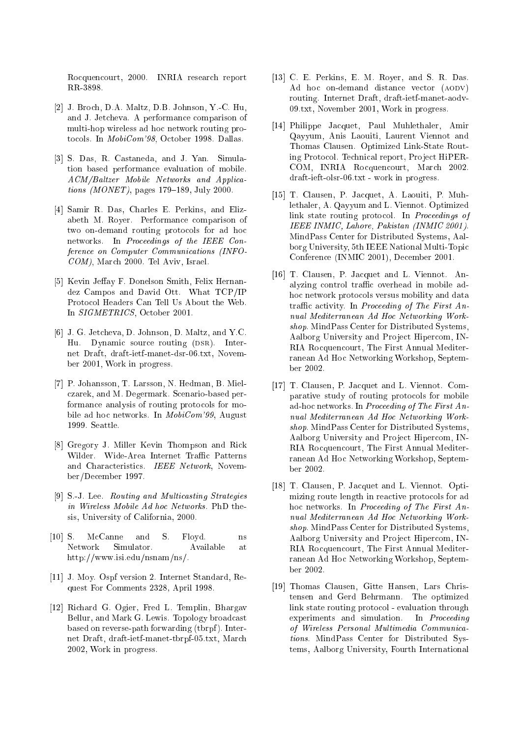Rocquencourt, 2000. INRIA research report RR-3898.

[2] J. Broch, D.A. Maltz, D.B. Johnson, Y.-C. Hu, and J. Jetcheva. A performance comparison of multi-hop wireless ad hoc network routing protocols. In *MobiCom'98*, October 1998. Dallas.

[3] S. Das, R. Castaneda, and J. Yan. Simulation based performance evaluation of mobile. *ACM/Baltzer Mobile Networks and Applications (MONET)*, pages 179–189, July 2000.

[4] Samir R. Das, Charles E. Perkins, and Elizabeth M. Royer. Performance comparison of two on-demand routing protocols for ad hoc networks. In *Proceedings of the IEEE Conference on Computer Communications (INFOCOM)*, March 2000. Tel Aviv, Israel.

[5] Kevin Jeffay F. Donelson Smith, Felix Hernandez Campos and David Ott. What TCP/IP Protocol Headers Can Tell Us About the Web. In *SIGMETRICS*, October 2001.

[6] J. G. Jetcheva, D. Johnson, D. Maltz, and Y.C. Hu. Dynamic source routing (DSR). Internet Draft, draft-ietf-manet-dsr-06.txt, November 2001, Work in progress.

[7] P. Johansson, T. Larsson, N. Hedman, B. Mielczarek, and M. Degermark. Scenario-based performance analysis of routing protocols for mobile ad hoc networks. In *MobiCom'99*, August 1999. Seattle.

[8] Gregory J. Miller Kevin Thompson and Rick Wilder. Wide-Area Internet Traffic Patterns and Characteristics. *IEEE Network*, November/December 1997.

[9] S.-J. Lee. *Routing and Multicasting Strategies in Wireless Mobile Ad hoc Networks*. PhD thesis, University of California, 2000.

[10] S. McCanne and S. Floyd. ns Network Simulator. Available at http://www.isi.edu/nsnam/ns/.

[11] J. Moy. Ospf version 2. Internet Standard, Request For Comments 2328, April 1998.

[12] Richard G. Ogier, Fred L. Templin, Bhargav Bellur, and Mark G. Lewis. Topology broadcast based on reverse-path forwarding (tbrpf). Internet Draft, draft-ietf-manet-tbrpf-05.txt, March 2002, Work in progress.

[13] C. E. Perkins, E. M. Royer, and S. R. Das. Ad hoc on-demand distance vector (AODV) routing. Internet Draft, draft-ietf-manet-aodv-09.txt, November 2001, Work in progress.

[14] Philippe Jacquet, Paul Muhlethaler, Amir Qayyum, Anis Laouiti, Laurent Viennot and Thomas Clausen. Optimized Link-State Routing Protocol. Technical report, Project HiPERCOM, INRIA Rocquencourt, March 2002. draft-ieft-olsr-06.txt - work in progress.

[15] T. Clausen, P. Jacquet, A. Laouiti, P. Muhlethaler, A. Qayyum and L. Viennot. Optimized link state routing protocol. In *Proceedings of IEEE INMIC, Lahore, Pakistan (INMIC 2001)*. MindPass Center for Distributed Systems, Aalborg University, 5th IEEE National Multi-Topic Conference (INMIC 2001), December 2001.

[16] T. Clausen, P. Jacquet and L. Viennot. Analyzing control traffic overhead in mobile adhoc network protocols versus mobility and data traffic activity. In *Proceeding of The First Annual Mediterranean Ad Hoc Networking Workshop*. MindPass Center for Distributed Systems, Aalborg University and Project Hipercom, INRIA Rocquencourt, The First Annual Mediterranean Ad Hoc Networking Workshop, September 2002.

[17] T. Clausen, P. Jacquet and L. Viennot. Comparative study of routing protocols for mobile ad-hoc networks. In *Proceeding of The First Annual Mediterranean Ad Hoc Networking Workshop*. MindPass Center for Distributed Systems, Aalborg University and Project Hipercom, INRIA Rocquencourt, The First Annual Mediterranean Ad Hoc Networking Workshop, September 2002.

[18] T. Clausen, P. Jacquet and L. Viennot. Optimizing route length in reactive protocols for ad hoc networks. In *Proceeding of The First Annual Mediterranean Ad Hoc Networking Workshop*. MindPass Center for Distributed Systems, Aalborg University and Project Hipercom, INRIA Rocquencourt, The First Annual Mediterranean Ad Hoc Networking Workshop, September 2002.

[19] Thomas Clausen, Gitte Hansen, Lars Christensen and Gerd Behrmann. The optimized link state routing protocol - evaluation through experiments and simulation. In *Proceeding of Wireless Personal Multimedia Communications*. MindPass Center for Distributed Systems, Aalborg University, Fourth International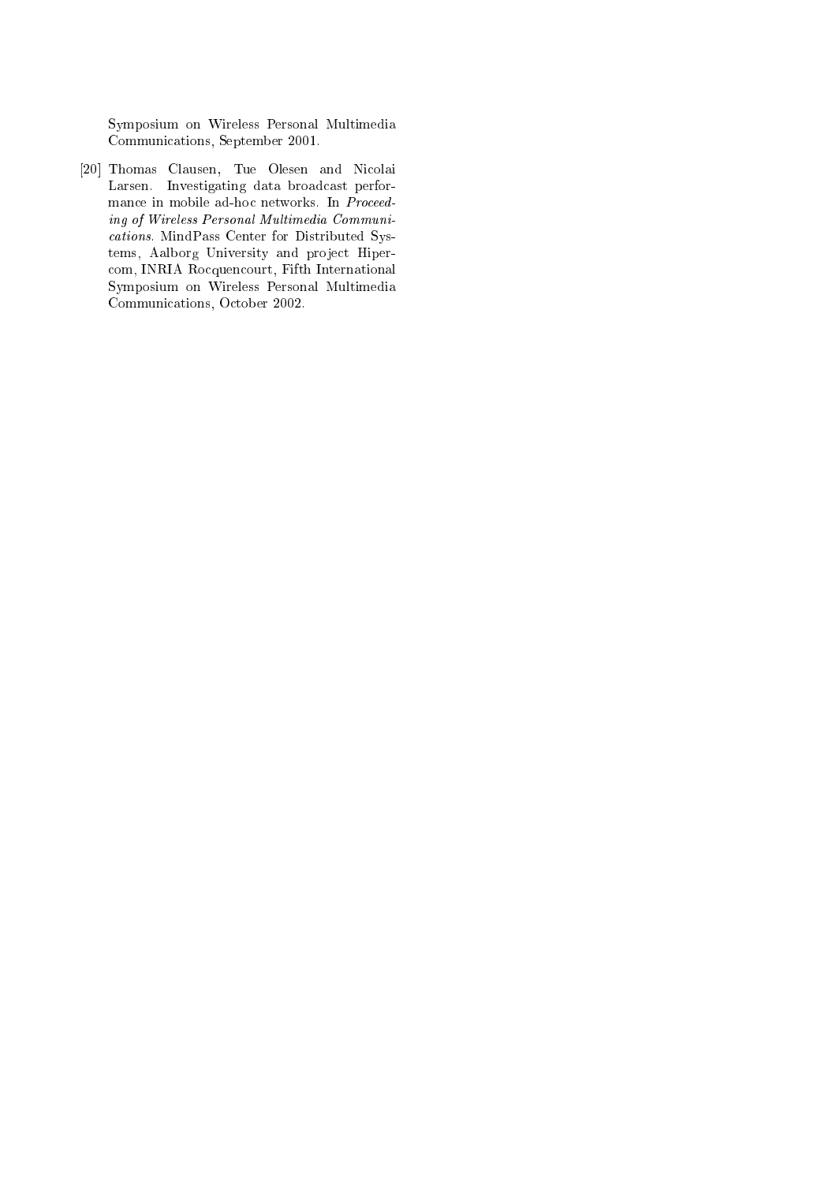Symposium on Wireless Personal Multimedia Communications, September 2001.

[20] Thomas Clausen, Tue Olesen and Nicolai Larsen. Investigating data broadcast performance in mobile ad-hoc networks. In *Proceeding of Wireless Personal Multimedia Communications*. MindPass Center for Distributed Systems, Aalborg University and project Hipercom, INRIA Rocquencourt, Fifth International Symposium on Wireless Personal Multimedia Communications, October 2002.